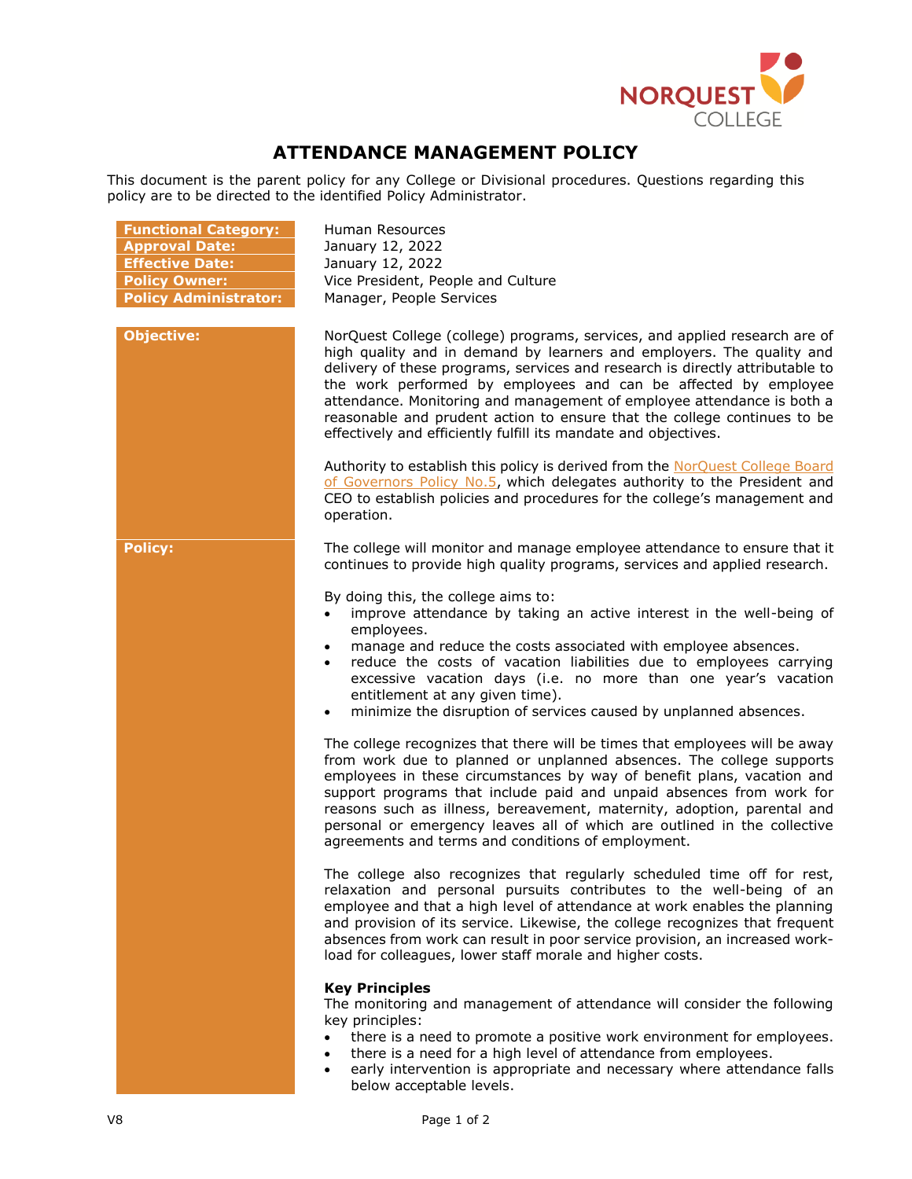# ATTENDANCE MANAGEMENT POLICY

This document is the parent policy for any College or Divisional procedures. Questions regarding this policy are to be directed to the identified Policy Administrator.

| | |
|---|---|
| **Functional Category:** | Human Resources |
| **Approval Date:** | January 12, 2022 |
| **Effective Date:** | January 12, 2022 |
| **Policy Owner:** | Vice President, People and Culture |
| **Policy Administrator:** | Manager, People Services |

## Objective:

NorQuest College (college) programs, services, and applied research are of high quality and in demand by learners and employers. The quality and delivery of these programs, services and research is directly attributable to the work performed by employees and can be affected by employee attendance. Monitoring and management of employee attendance is both a reasonable and prudent action to ensure that the college continues to be effectively and efficiently fulfill its mandate and objectives.

Authority to establish this policy is derived from the NorQuest College Board of Governors Policy No.5, which delegates authority to the President and CEO to establish policies and procedures for the college's management and operation.

## Policy:

The college will monitor and manage employee attendance to ensure that it continues to provide high quality programs, services and applied research.

By doing this, the college aims to:

- improve attendance by taking an active interest in the well-being of employees.
- manage and reduce the costs associated with employee absences.
- reduce the costs of vacation liabilities due to employees carrying excessive vacation days (i.e. no more than one year's vacation entitlement at any given time).
- minimize the disruption of services caused by unplanned absences.

The college recognizes that there will be times that employees will be away from work due to planned or unplanned absences. The college supports employees in these circumstances by way of benefit plans, vacation and support programs that include paid and unpaid absences from work for reasons such as illness, bereavement, maternity, adoption, parental and personal or emergency leaves all of which are outlined in the collective agreements and terms and conditions of employment.

The college also recognizes that regularly scheduled time off for rest, relaxation and personal pursuits contributes to the well-being of an employee and that a high level of attendance at work enables the planning and provision of its service. Likewise, the college recognizes that frequent absences from work can result in poor service provision, an increased work-load for colleagues, lower staff morale and higher costs.

**Key Principles**

The monitoring and management of attendance will consider the following key principles:

- there is a need to promote a positive work environment for employees.
- there is a need for a high level of attendance from employees.
- early intervention is appropriate and necessary where attendance falls below acceptable levels.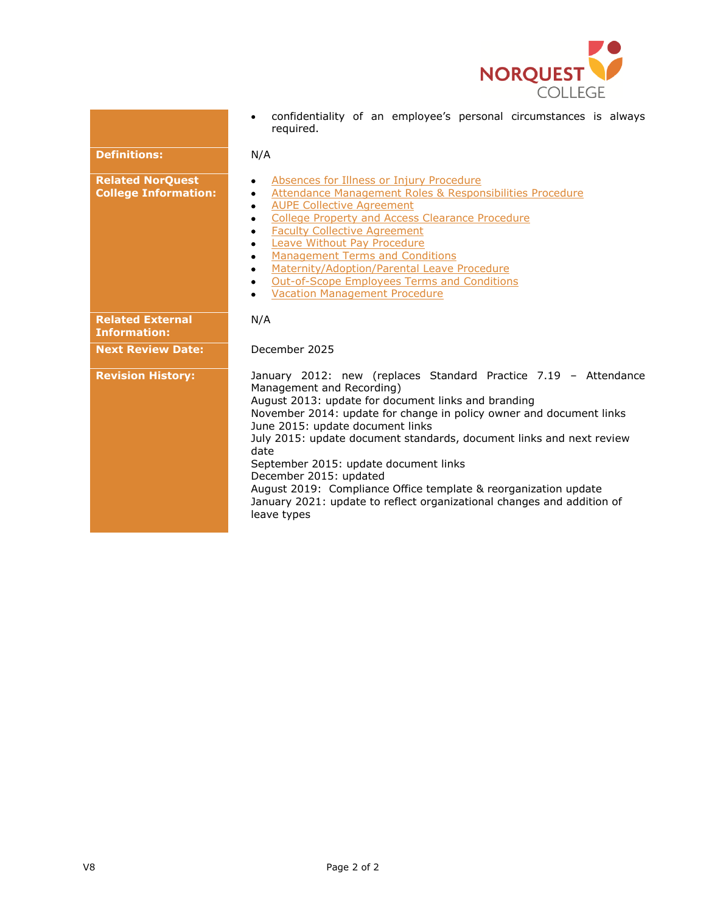| | |
|---|---|
| | • confidentiality of an employee's personal circumstances is always required. |
| **Definitions:** | N/A |
| **Related NorQuest College Information:** | • Absences for Illness or Injury Procedure<br>• Attendance Management Roles & Responsibilities Procedure<br>• AUPE Collective Agreement<br>• College Property and Access Clearance Procedure<br>• Faculty Collective Agreement<br>• Leave Without Pay Procedure<br>• Management Terms and Conditions<br>• Maternity/Adoption/Parental Leave Procedure<br>• Out-of-Scope Employees Terms and Conditions<br>• Vacation Management Procedure |
| **Related External Information:** | N/A |
| **Next Review Date:** | December 2025 |
| **Revision History:** | January 2012: new (replaces Standard Practice 7.19 – Attendance Management and Recording)<br>August 2013: update for document links and branding<br>November 2014: update for change in policy owner and document links<br>June 2015: update document links<br>July 2015: update document standards, document links and next review date<br>September 2015: update document links<br>December 2015: updated<br>August 2019: Compliance Office template & reorganization update<br>January 2021: update to reflect organizational changes and addition of leave types |

V8